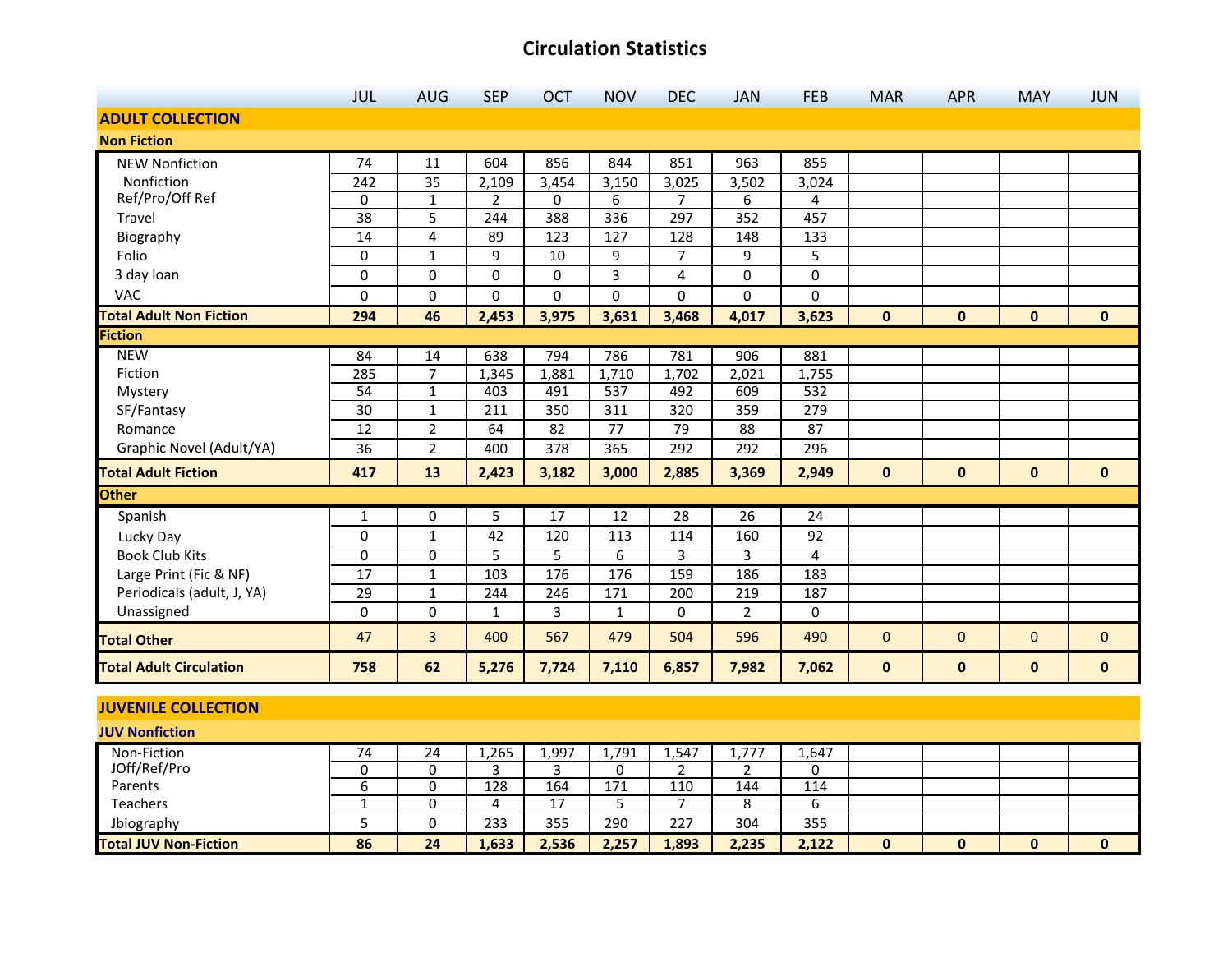# Circulation Statistics

| | JUL | AUG | SEP | OCT | NOV | DEC | JAN | FEB | MAR | APR | MAY | JUN |
|---|---|---|---|---|---|---|---|---|---|---|---|---|
| **ADULT COLLECTION** | | | | | | | | | | | | |
| **Non Fiction** | | | | | | | | | | | | |
| NEW Nonfiction | 74 | 11 | 604 | 856 | 844 | 851 | 963 | 855 | | | | |
| Nonfiction | 242 | 35 | 2,109 | 3,454 | 3,150 | 3,025 | 3,502 | 3,024 | | | | |
| Ref/Pro/Off Ref | 0 | 1 | 2 | 0 | 6 | 7 | 6 | 4 | | | | |
| Travel | 38 | 5 | 244 | 388 | 336 | 297 | 352 | 457 | | | | |
| Biography | 14 | 4 | 89 | 123 | 127 | 128 | 148 | 133 | | | | |
| Folio | 0 | 1 | 9 | 10 | 9 | 7 | 9 | 5 | | | | |
| 3 day loan | 0 | 0 | 0 | 0 | 3 | 4 | 0 | 0 | | | | |
| VAC | 0 | 0 | 0 | 0 | 0 | 0 | 0 | 0 | | | | |
| **Total Adult Non Fiction** | **294** | **46** | **2,453** | **3,975** | **3,631** | **3,468** | **4,017** | **3,623** | **0** | **0** | **0** | **0** |
| **Fiction** | | | | | | | | | | | | |
| NEW | 84 | 14 | 638 | 794 | 786 | 781 | 906 | 881 | | | | |
| Fiction | 285 | 7 | 1,345 | 1,881 | 1,710 | 1,702 | 2,021 | 1,755 | | | | |
| Mystery | 54 | 1 | 403 | 491 | 537 | 492 | 609 | 532 | | | | |
| SF/Fantasy | 30 | 1 | 211 | 350 | 311 | 320 | 359 | 279 | | | | |
| Romance | 12 | 2 | 64 | 82 | 77 | 79 | 88 | 87 | | | | |
| Graphic Novel (Adult/YA) | 36 | 2 | 400 | 378 | 365 | 292 | 292 | 296 | | | | |
| **Total Adult Fiction** | **417** | **13** | **2,423** | **3,182** | **3,000** | **2,885** | **3,369** | **2,949** | **0** | **0** | **0** | **0** |
| **Other** | | | | | | | | | | | | |
| Spanish | 1 | 0 | 5 | 17 | 12 | 28 | 26 | 24 | | | | |
| Lucky Day | 0 | 1 | 42 | 120 | 113 | 114 | 160 | 92 | | | | |
| Book Club Kits | 0 | 0 | 5 | 5 | 6 | 3 | 3 | 4 | | | | |
| Large Print (Fic & NF) | 17 | 1 | 103 | 176 | 176 | 159 | 186 | 183 | | | | |
| Periodicals (adult, J, YA) | 29 | 1 | 244 | 246 | 171 | 200 | 219 | 187 | | | | |
| Unassigned | 0 | 0 | 1 | 3 | 1 | 0 | 2 | 0 | | | | |
| **Total Other** | 47 | 3 | 400 | 567 | 479 | 504 | 596 | 490 | 0 | 0 | 0 | 0 |
| **Total Adult Circulation** | **758** | **62** | **5,276** | **7,724** | **7,110** | **6,857** | **7,982** | **7,062** | **0** | **0** | **0** | **0** |
| **JUVENILE COLLECTION** | | | | | | | | | | | | |
| **JUV Nonfiction** | | | | | | | | | | | | |
| Non-Fiction | 74 | 24 | 1,265 | 1,997 | 1,791 | 1,547 | 1,777 | 1,647 | | | | |
| JOff/Ref/Pro | 0 | 0 | 3 | 3 | 0 | 2 | 2 | 0 | | | | |
| Parents | 6 | 0 | 128 | 164 | 171 | 110 | 144 | 114 | | | | |
| Teachers | 1 | 0 | 4 | 17 | 5 | 7 | 8 | 6 | | | | |
| Jbiography | 5 | 0 | 233 | 355 | 290 | 227 | 304 | 355 | | | | |
| **Total JUV Non-Fiction** | **86** | **24** | **1,633** | **2,536** | **2,257** | **1,893** | **2,235** | **2,122** | **0** | **0** | **0** | **0** |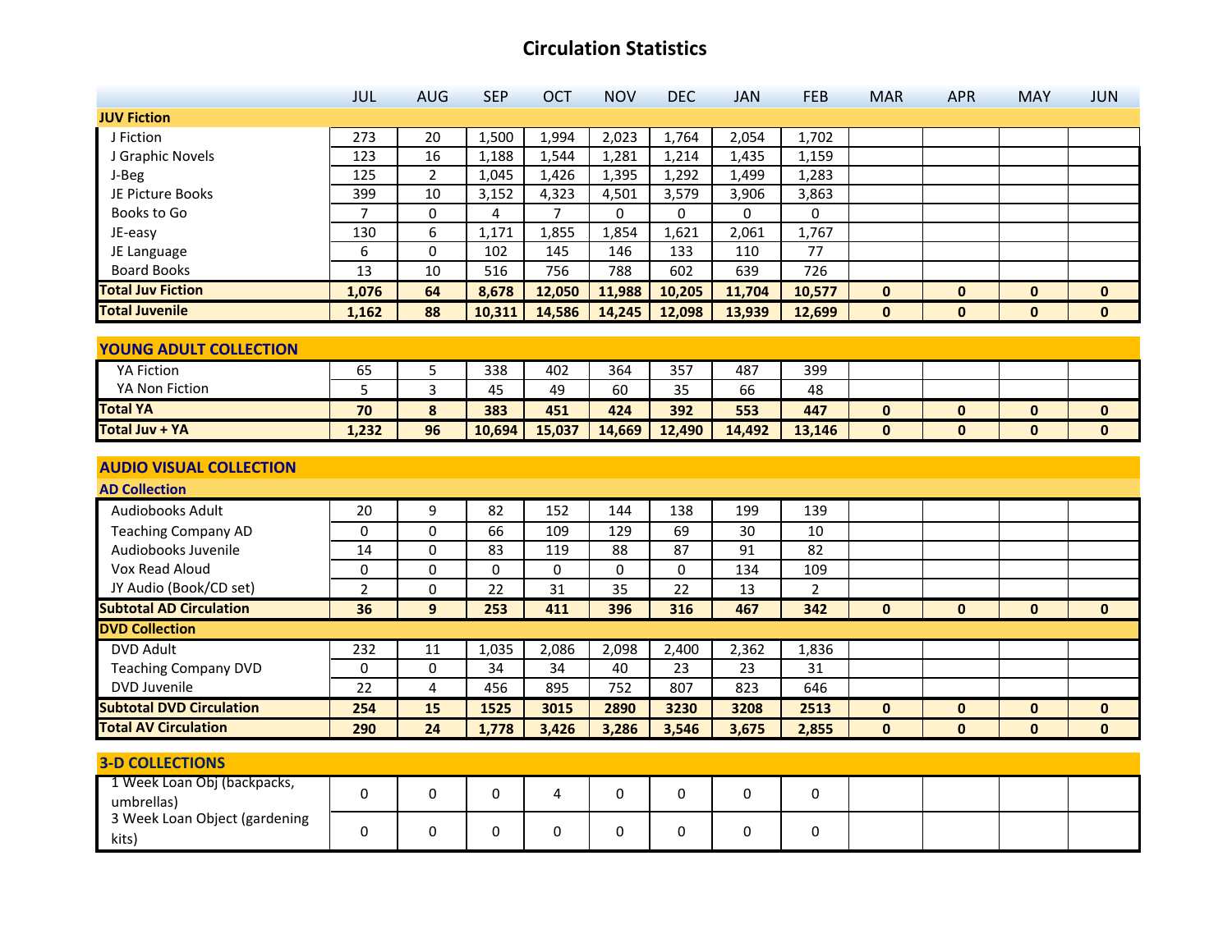# Circulation Statistics

| | JUL | AUG | SEP | OCT | NOV | DEC | JAN | FEB | MAR | APR | MAY | JUN |
|---|---|---|---|---|---|---|---|---|---|---|---|---|
| **JUV Fiction** | | | | | | | | | | | | |
| J Fiction | 273 | 20 | 1,500 | 1,994 | 2,023 | 1,764 | 2,054 | 1,702 | | | | |
| J Graphic Novels | 123 | 16 | 1,188 | 1,544 | 1,281 | 1,214 | 1,435 | 1,159 | | | | |
| J-Beg | 125 | 2 | 1,045 | 1,426 | 1,395 | 1,292 | 1,499 | 1,283 | | | | |
| JE Picture Books | 399 | 10 | 3,152 | 4,323 | 4,501 | 3,579 | 3,906 | 3,863 | | | | |
| Books to Go | 7 | 0 | 4 | 7 | 0 | 0 | 0 | 0 | | | | |
| JE-easy | 130 | 6 | 1,171 | 1,855 | 1,854 | 1,621 | 2,061 | 1,767 | | | | |
| JE Language | 6 | 0 | 102 | 145 | 146 | 133 | 110 | 77 | | | | |
| Board Books | 13 | 10 | 516 | 756 | 788 | 602 | 639 | 726 | | | | |
| **Total Juv Fiction** | **1,076** | **64** | **8,678** | **12,050** | **11,988** | **10,205** | **11,704** | **10,577** | **0** | **0** | **0** | **0** |
| **Total Juvenile** | **1,162** | **88** | **10,311** | **14,586** | **14,245** | **12,098** | **13,939** | **12,699** | **0** | **0** | **0** | **0** |
| **YOUNG ADULT COLLECTION** | | | | | | | | | | | | |
| YA Fiction | 65 | 5 | 338 | 402 | 364 | 357 | 487 | 399 | | | | |
| YA Non Fiction | 5 | 3 | 45 | 49 | 60 | 35 | 66 | 48 | | | | |
| **Total YA** | **70** | **8** | **383** | **451** | **424** | **392** | **553** | **447** | **0** | **0** | **0** | **0** |
| **Total Juv + YA** | **1,232** | **96** | **10,694** | **15,037** | **14,669** | **12,490** | **14,492** | **13,146** | **0** | **0** | **0** | **0** |
| **AUDIO VISUAL COLLECTION** | | | | | | | | | | | | |
| **AD Collection** | | | | | | | | | | | | |
| Audiobooks Adult | 20 | 9 | 82 | 152 | 144 | 138 | 199 | 139 | | | | |
| Teaching Company AD | 0 | 0 | 66 | 109 | 129 | 69 | 30 | 10 | | | | |
| Audiobooks Juvenile | 14 | 0 | 83 | 119 | 88 | 87 | 91 | 82 | | | | |
| Vox Read Aloud | 0 | 0 | 0 | 0 | 0 | 0 | 134 | 109 | | | | |
| JY Audio (Book/CD set) | 2 | 0 | 22 | 31 | 35 | 22 | 13 | 2 | | | | |
| **Subtotal AD Circulation** | **36** | **9** | **253** | **411** | **396** | **316** | **467** | **342** | **0** | **0** | **0** | **0** |
| **DVD Collection** | | | | | | | | | | | | |
| DVD Adult | 232 | 11 | 1,035 | 2,086 | 2,098 | 2,400 | 2,362 | 1,836 | | | | |
| Teaching Company DVD | 0 | 0 | 34 | 34 | 40 | 23 | 23 | 31 | | | | |
| DVD Juvenile | 22 | 4 | 456 | 895 | 752 | 807 | 823 | 646 | | | | |
| **Subtotal DVD Circulation** | **254** | **15** | **1525** | **3015** | **2890** | **3230** | **3208** | **2513** | **0** | **0** | **0** | **0** |
| **Total AV Circulation** | **290** | **24** | **1,778** | **3,426** | **3,286** | **3,546** | **3,675** | **2,855** | **0** | **0** | **0** | **0** |
| **3-D COLLECTIONS** | | | | | | | | | | | | |
| 1 Week Loan Obj (backpacks, umbrellas) | 0 | 0 | 0 | 4 | 0 | 0 | 0 | 0 | | | | |
| 3 Week Loan Object (gardening kits) | 0 | 0 | 0 | 0 | 0 | 0 | 0 | 0 | | | | |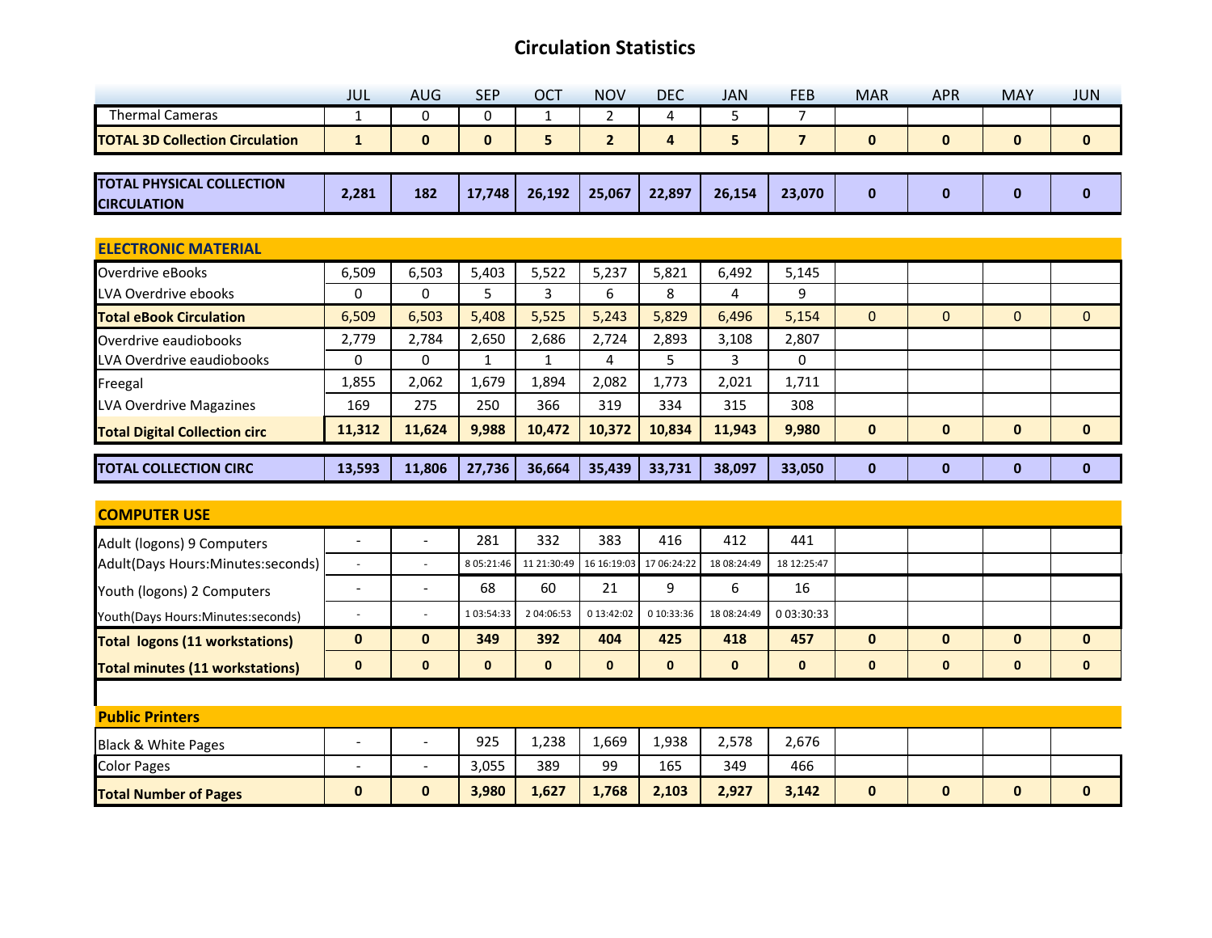# Circulation Statistics

| | JUL | AUG | SEP | OCT | NOV | DEC | JAN | FEB | MAR | APR | MAY | JUN |
|---|---|---|---|---|---|---|---|---|---|---|---|---|
| Thermal Cameras | 1 | 0 | 0 | 1 | 2 | 4 | 5 | 7 | | | | |
| **TOTAL 3D Collection Circulation** | **1** | **0** | **0** | **5** | **2** | **4** | **5** | **7** | **0** | **0** | **0** | **0** |

| | JUL | AUG | SEP | OCT | NOV | DEC | JAN | FEB | MAR | APR | MAY | JUN |
|---|---|---|---|---|---|---|---|---|---|---|---|---|
| **TOTAL PHYSICAL COLLECTION CIRCULATION** | **2,281** | **182** | **17,748** | **26,192** | **25,067** | **22,897** | **26,154** | **23,070** | **0** | **0** | **0** | **0** |

| **ELECTRONIC MATERIAL** | JUL | AUG | SEP | OCT | NOV | DEC | JAN | FEB | MAR | APR | MAY | JUN |
|---|---|---|---|---|---|---|---|---|---|---|---|---|
| Overdrive eBooks | 6,509 | 6,503 | 5,403 | 5,522 | 5,237 | 5,821 | 6,492 | 5,145 | | | | |
| LVA Overdrive ebooks | 0 | 0 | 5 | 3 | 6 | 8 | 4 | 9 | | | | |
| **Total eBook Circulation** | 6,509 | 6,503 | 5,408 | 5,525 | 5,243 | 5,829 | 6,496 | 5,154 | 0 | 0 | 0 | 0 |
| Overdrive eaudiobooks | 2,779 | 2,784 | 2,650 | 2,686 | 2,724 | 2,893 | 3,108 | 2,807 | | | | |
| LVA Overdrive eaudiobooks | 0 | 0 | 1 | 1 | 4 | 5 | 3 | 0 | | | | |
| Freegal | 1,855 | 2,062 | 1,679 | 1,894 | 2,082 | 1,773 | 2,021 | 1,711 | | | | |
| LVA Overdrive Magazines | 169 | 275 | 250 | 366 | 319 | 334 | 315 | 308 | | | | |
| **Total Digital Collection circ** | **11,312** | **11,624** | **9,988** | **10,472** | **10,372** | **10,834** | **11,943** | **9,980** | **0** | **0** | **0** | **0** |

| | JUL | AUG | SEP | OCT | NOV | DEC | JAN | FEB | MAR | APR | MAY | JUN |
|---|---|---|---|---|---|---|---|---|---|---|---|---|
| **TOTAL COLLECTION CIRC** | **13,593** | **11,806** | **27,736** | **36,664** | **35,439** | **33,731** | **38,097** | **33,050** | **0** | **0** | **0** | **0** |

| **COMPUTER USE** | JUL | AUG | SEP | OCT | NOV | DEC | JAN | FEB | MAR | APR | MAY | JUN |
|---|---|---|---|---|---|---|---|---|---|---|---|---|
| Adult (logons) 9 Computers | - | - | 281 | 332 | 383 | 416 | 412 | 441 | | | | |
| Adult(Days Hours:Minutes:seconds) | - | - | 8 05:21:46 | 11 21:30:49 | 16 16:19:03 | 17 06:24:22 | 18 08:24:49 | 18 12:25:47 | | | | |
| Youth (logons) 2 Computers | - | - | 68 | 60 | 21 | 9 | 6 | 16 | | | | |
| Youth(Days Hours:Minutes:seconds) | - | - | 1 03:54:33 | 2 04:06:53 | 0 13:42:02 | 0 10:33:36 | 18 08:24:49 | 0 03:30:33 | | | | |
| **Total logons (11 workstations)** | **0** | **0** | **349** | **392** | **404** | **425** | **418** | **457** | **0** | **0** | **0** | **0** |
| **Total minutes (11 workstations)** | **0** | **0** | **0** | **0** | **0** | **0** | **0** | **0** | **0** | **0** | **0** | **0** |

| **Public Printers** | JUL | AUG | SEP | OCT | NOV | DEC | JAN | FEB | MAR | APR | MAY | JUN |
|---|---|---|---|---|---|---|---|---|---|---|---|---|
| Black & White Pages | - | - | 925 | 1,238 | 1,669 | 1,938 | 2,578 | 2,676 | | | | |
| Color Pages | - | - | 3,055 | 389 | 99 | 165 | 349 | 466 | | | | |
| **Total Number of Pages** | **0** | **0** | **3,980** | **1,627** | **1,768** | **2,103** | **2,927** | **3,142** | **0** | **0** | **0** | **0** |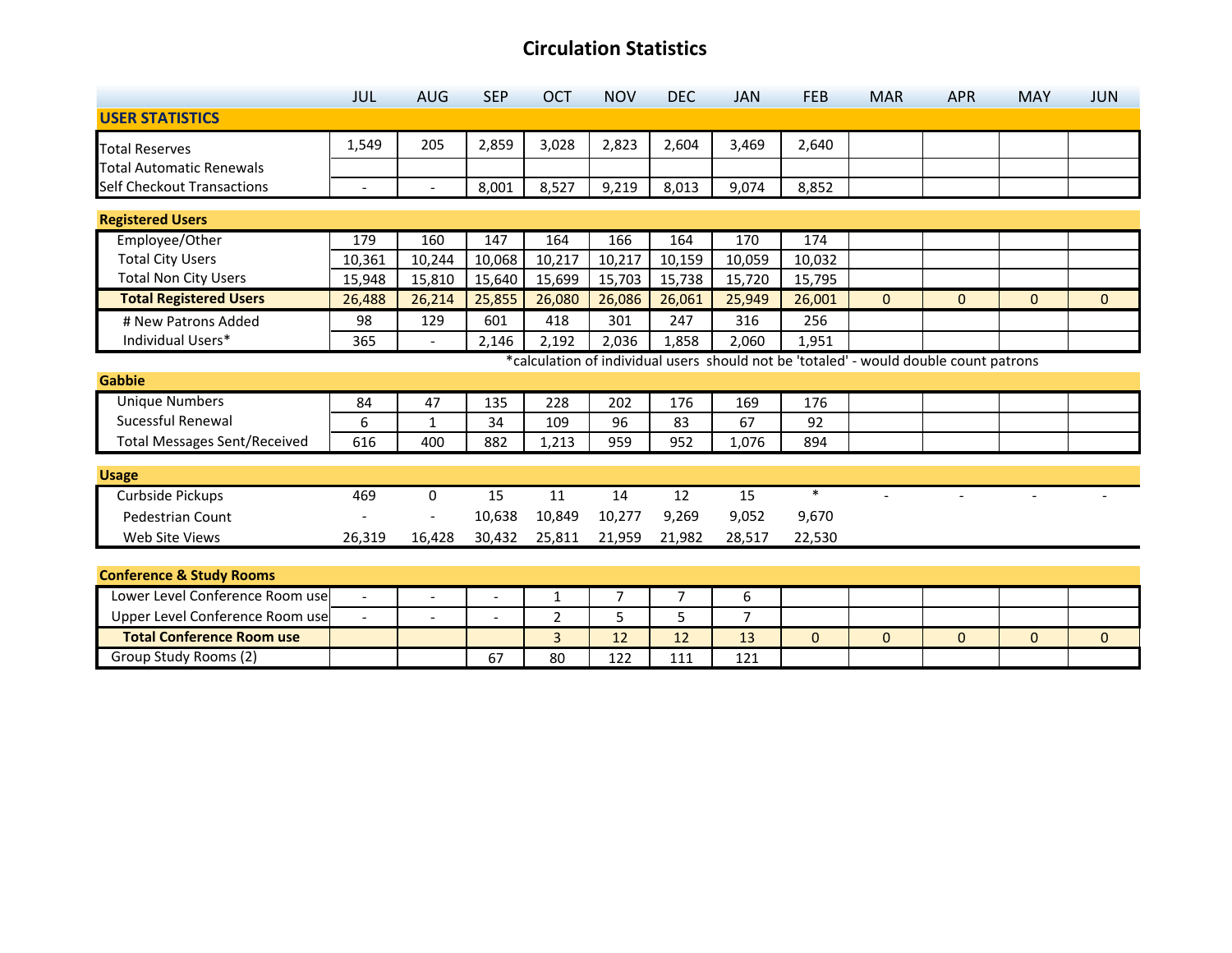# Circulation Statistics

| | JUL | AUG | SEP | OCT | NOV | DEC | JAN | FEB | MAR | APR | MAY | JUN |
|---|---|---|---|---|---|---|---|---|---|---|---|---|
| **USER STATISTICS** | | | | | | | | | | | | |
| Total Reserves | 1,549 | 205 | 2,859 | 3,028 | 2,823 | 2,604 | 3,469 | 2,640 | | | | |
| Total Automatic Renewals | | | | | | | | | | | | |
| Self Checkout Transactions | - | - | 8,001 | 8,527 | 9,219 | 8,013 | 9,074 | 8,852 | | | | |
| **Registered Users** | | | | | | | | | | | | |
| Employee/Other | 179 | 160 | 147 | 164 | 166 | 164 | 170 | 174 | | | | |
| Total City Users | 10,361 | 10,244 | 10,068 | 10,217 | 10,217 | 10,159 | 10,059 | 10,032 | | | | |
| Total Non City Users | 15,948 | 15,810 | 15,640 | 15,699 | 15,703 | 15,738 | 15,720 | 15,795 | | | | |
| **Total Registered Users** | 26,488 | 26,214 | 25,855 | 26,080 | 26,086 | 26,061 | 25,949 | 26,001 | 0 | 0 | 0 | 0 |
| # New Patrons Added | 98 | 129 | 601 | 418 | 301 | 247 | 316 | 256 | | | | |
| Individual Users* | 365 | - | 2,146 | 2,192 | 2,036 | 1,858 | 2,060 | 1,951 | | | | |
| **Gabbie** | | | | | | | | | | | | |
| Unique Numbers | 84 | 47 | 135 | 228 | 202 | 176 | 169 | 176 | | | | |
| Sucessful Renewal | 6 | 1 | 34 | 109 | 96 | 83 | 67 | 92 | | | | |
| Total Messages Sent/Received | 616 | 400 | 882 | 1,213 | 959 | 952 | 1,076 | 894 | | | | |
| **Usage** | | | | | | | | | | | | |
| Curbside Pickups | 469 | 0 | 15 | 11 | 14 | 12 | 15 | * | - | - | - | - |
| Pedestrian Count | - | - | 10,638 | 10,849 | 10,277 | 9,269 | 9,052 | 9,670 | | | | |
| Web Site Views | 26,319 | 16,428 | 30,432 | 25,811 | 21,959 | 21,982 | 28,517 | 22,530 | | | | |
| **Conference & Study Rooms** | | | | | | | | | | | | |
| Lower Level Conference Room use | - | - | - | 1 | 7 | 7 | 6 | | | | | |
| Upper Level Conference Room use | - | - | - | 2 | 5 | 5 | 7 | | | | | |
| **Total Conference Room use** | | | | 3 | 12 | 12 | 13 | 0 | 0 | 0 | 0 | 0 |
| Group Study Rooms (2) | | | 67 | 80 | 122 | 111 | 121 | | | | | |

*calculation of individual users should not be 'totaled' - would double count patrons